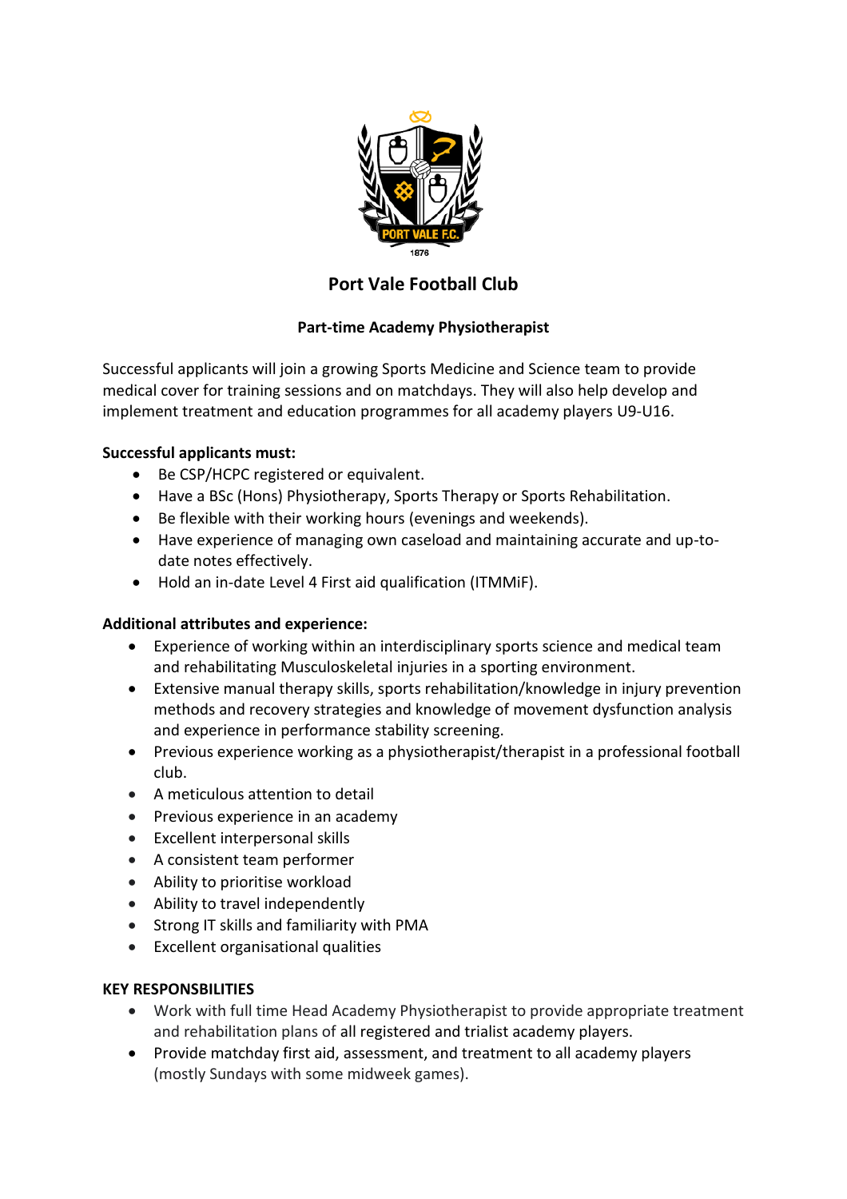# Port Vale Football Club

## Part-time Academy Physiotherapist

Successful applicants will join a growing Sports Medicine and Science team to provide medical cover for training sessions and on matchdays. They will also help develop and implement treatment and education programmes for all academy players U9-U16.

**Successful applicants must:**

- Be CSP/HCPC registered or equivalent.
- Have a BSc (Hons) Physiotherapy, Sports Therapy or Sports Rehabilitation.
- Be flexible with their working hours (evenings and weekends).
- Have experience of managing own caseload and maintaining accurate and up-to-date notes effectively.
- Hold an in-date Level 4 First aid qualification (ITMMiF).

**Additional attributes and experience:**

- Experience of working within an interdisciplinary sports science and medical team and rehabilitating Musculoskeletal injuries in a sporting environment.
- Extensive manual therapy skills, sports rehabilitation/knowledge in injury prevention methods and recovery strategies and knowledge of movement dysfunction analysis and experience in performance stability screening.
- Previous experience working as a physiotherapist/therapist in a professional football club.
- A meticulous attention to detail
- Previous experience in an academy
- Excellent interpersonal skills
- A consistent team performer
- Ability to prioritise workload
- Ability to travel independently
- Strong IT skills and familiarity with PMA
- Excellent organisational qualities

**KEY RESPONSBILITIES**

- Work with full time Head Academy Physiotherapist to provide appropriate treatment and rehabilitation plans of all registered and trialist academy players.
- Provide matchday first aid, assessment, and treatment to all academy players (mostly Sundays with some midweek games).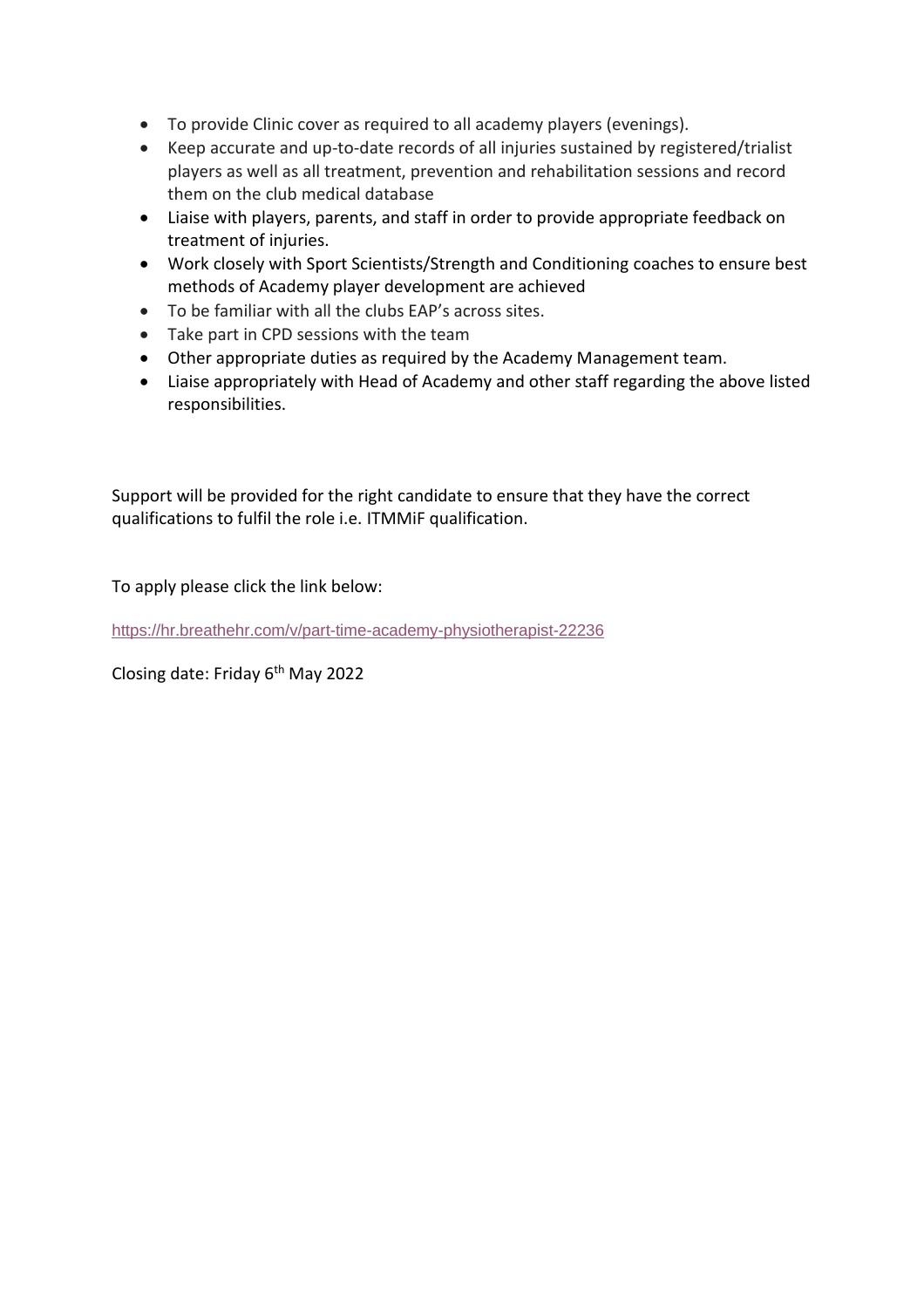- To provide Clinic cover as required to all academy players (evenings).
- Keep accurate and up-to-date records of all injuries sustained by registered/trialist players as well as all treatment, prevention and rehabilitation sessions and record them on the club medical database
- Liaise with players, parents, and staff in order to provide appropriate feedback on treatment of injuries.
- Work closely with Sport Scientists/Strength and Conditioning coaches to ensure best methods of Academy player development are achieved
- To be familiar with all the clubs EAP's across sites.
- Take part in CPD sessions with the team
- Other appropriate duties as required by the Academy Management team.
- Liaise appropriately with Head of Academy and other staff regarding the above listed responsibilities.

Support will be provided for the right candidate to ensure that they have the correct qualifications to fulfil the role i.e. ITMMiF qualification.

To apply please click the link below:

https://hr.breathehr.com/v/part-time-academy-physiotherapist-22236

Closing date: Friday 6th May 2022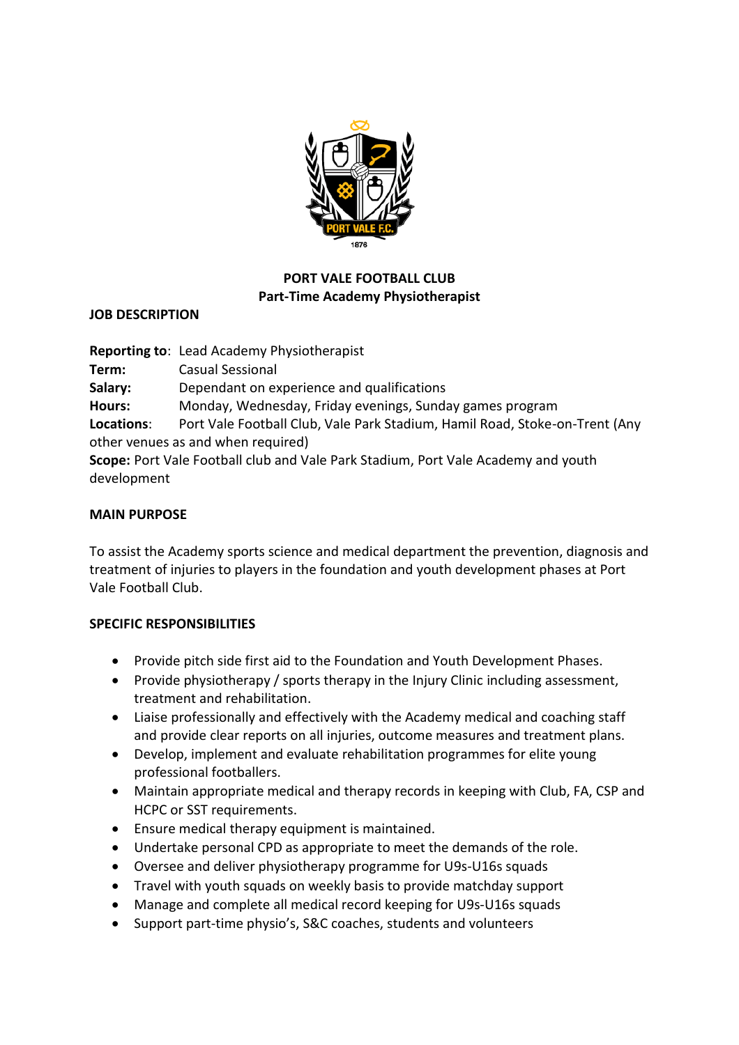**PORT VALE FOOTBALL CLUB**
**Part-Time Academy Physiotherapist**

**JOB DESCRIPTION**

**Reporting to**: Lead Academy Physiotherapist
**Term:** Casual Sessional
**Salary:** Dependant on experience and qualifications
**Hours:** Monday, Wednesday, Friday evenings, Sunday games program
**Locations**: Port Vale Football Club, Vale Park Stadium, Hamil Road, Stoke-on-Trent (Any other venues as and when required)
**Scope:** Port Vale Football club and Vale Park Stadium, Port Vale Academy and youth development

**MAIN PURPOSE**

To assist the Academy sports science and medical department the prevention, diagnosis and treatment of injuries to players in the foundation and youth development phases at Port Vale Football Club.

**SPECIFIC RESPONSIBILITIES**

- Provide pitch side first aid to the Foundation and Youth Development Phases.
- Provide physiotherapy / sports therapy in the Injury Clinic including assessment, treatment and rehabilitation.
- Liaise professionally and effectively with the Academy medical and coaching staff and provide clear reports on all injuries, outcome measures and treatment plans.
- Develop, implement and evaluate rehabilitation programmes for elite young professional footballers.
- Maintain appropriate medical and therapy records in keeping with Club, FA, CSP and HCPC or SST requirements.
- Ensure medical therapy equipment is maintained.
- Undertake personal CPD as appropriate to meet the demands of the role.
- Oversee and deliver physiotherapy programme for U9s-U16s squads
- Travel with youth squads on weekly basis to provide matchday support
- Manage and complete all medical record keeping for U9s-U16s squads
- Support part-time physio's, S&C coaches, students and volunteers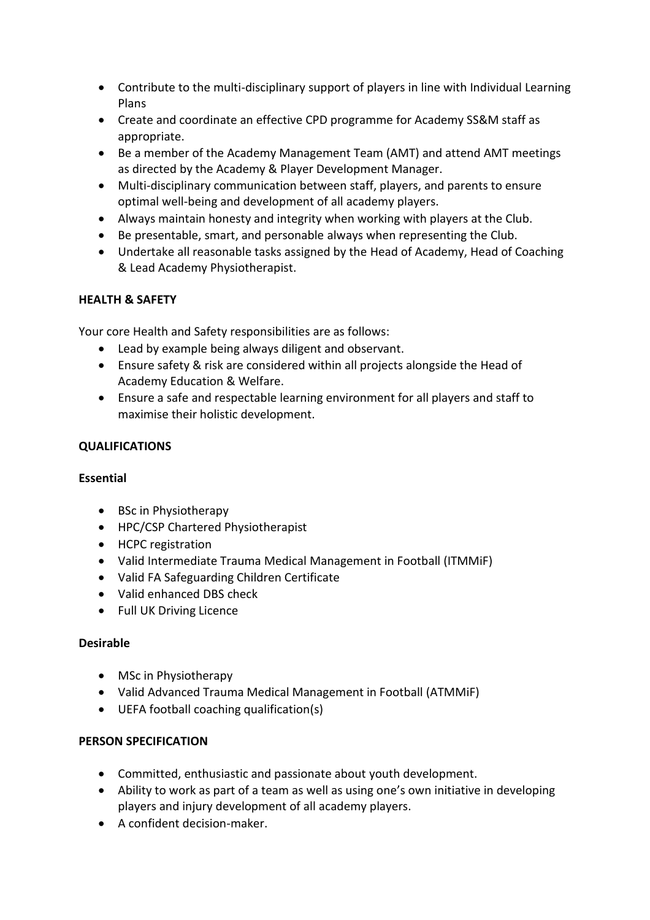- Contribute to the multi-disciplinary support of players in line with Individual Learning Plans
- Create and coordinate an effective CPD programme for Academy SS&M staff as appropriate.
- Be a member of the Academy Management Team (AMT) and attend AMT meetings as directed by the Academy & Player Development Manager.
- Multi-disciplinary communication between staff, players, and parents to ensure optimal well-being and development of all academy players.
- Always maintain honesty and integrity when working with players at the Club.
- Be presentable, smart, and personable always when representing the Club.
- Undertake all reasonable tasks assigned by the Head of Academy, Head of Coaching & Lead Academy Physiotherapist.

**HEALTH & SAFETY**

Your core Health and Safety responsibilities are as follows:

- Lead by example being always diligent and observant.
- Ensure safety & risk are considered within all projects alongside the Head of Academy Education & Welfare.
- Ensure a safe and respectable learning environment for all players and staff to maximise their holistic development.

**QUALIFICATIONS**

**Essential**

- BSc in Physiotherapy
- HPC/CSP Chartered Physiotherapist
- HCPC registration
- Valid Intermediate Trauma Medical Management in Football (ITMMiF)
- Valid FA Safeguarding Children Certificate
- Valid enhanced DBS check
- Full UK Driving Licence

**Desirable**

- MSc in Physiotherapy
- Valid Advanced Trauma Medical Management in Football (ATMMiF)
- UEFA football coaching qualification(s)

**PERSON SPECIFICATION**

- Committed, enthusiastic and passionate about youth development.
- Ability to work as part of a team as well as using one's own initiative in developing players and injury development of all academy players.
- A confident decision-maker.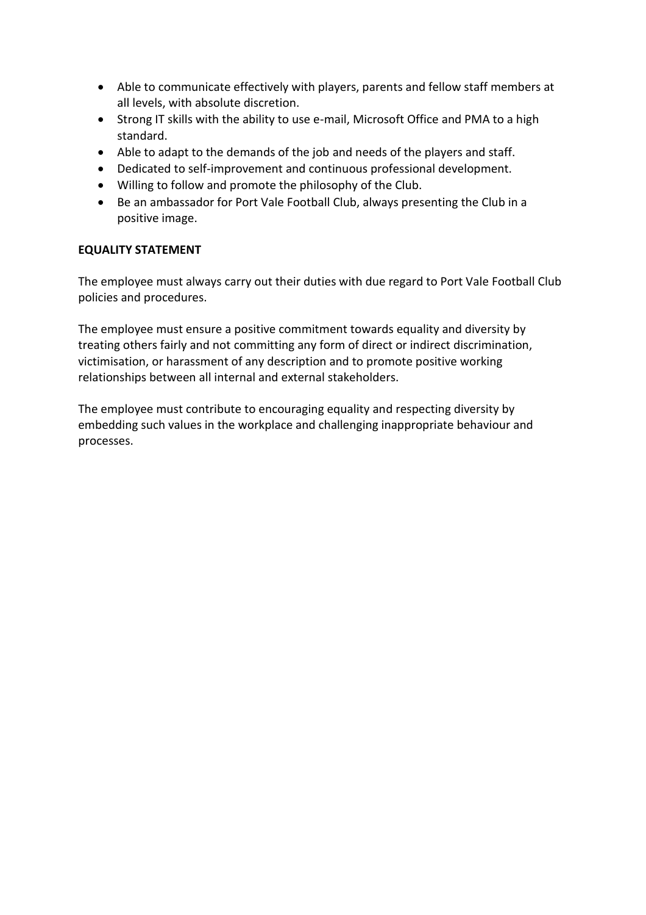- Able to communicate effectively with players, parents and fellow staff members at all levels, with absolute discretion.
- Strong IT skills with the ability to use e-mail, Microsoft Office and PMA to a high standard.
- Able to adapt to the demands of the job and needs of the players and staff.
- Dedicated to self-improvement and continuous professional development.
- Willing to follow and promote the philosophy of the Club.
- Be an ambassador for Port Vale Football Club, always presenting the Club in a positive image.

**EQUALITY STATEMENT**

The employee must always carry out their duties with due regard to Port Vale Football Club policies and procedures.

The employee must ensure a positive commitment towards equality and diversity by treating others fairly and not committing any form of direct or indirect discrimination, victimisation, or harassment of any description and to promote positive working relationships between all internal and external stakeholders.

The employee must contribute to encouraging equality and respecting diversity by embedding such values in the workplace and challenging inappropriate behaviour and processes.